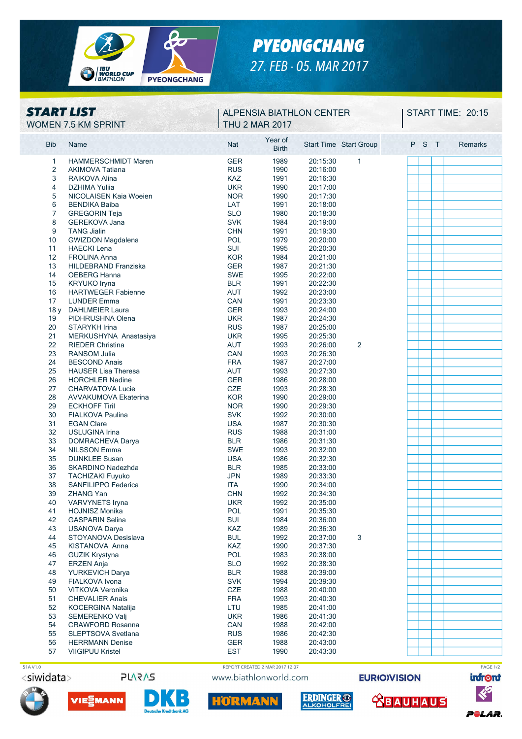# PYEONGCHANG

27. FEB - 05. MAR 2017

## START LIST

WOMEN 7.5 KM SPRINT

ALPENSIA BIATHLON CENTER
THU 2 MAR 2017

START TIME: 20:15

| Bib | Name | Nat | Year of Birth | Start Time | Start Group | P | S | T | Remarks |
|---|---|---|---|---|---|---|---|---|---|
| 1 | HAMMERSCHMIDT Maren | GER | 1989 | 20:15:30 | 1 | | | | |
| 2 | AKIMOVA Tatiana | RUS | 1990 | 20:16:00 | | | | | |
| 3 | RAIKOVA Alina | KAZ | 1991 | 20:16:30 | | | | | |
| 4 | DZHIMA Yuliia | UKR | 1990 | 20:17:00 | | | | | |
| 5 | NICOLAISEN Kaia Woeien | NOR | 1990 | 20:17:30 | | | | | |
| 6 | BENDIKA Baiba | LAT | 1991 | 20:18:00 | | | | | |
| 7 | GREGORIN Teja | SLO | 1980 | 20:18:30 | | | | | |
| 8 | GEREKOVA Jana | SVK | 1984 | 20:19:00 | | | | | |
| 9 | TANG Jialin | CHN | 1991 | 20:19:30 | | | | | |
| 10 | GWIZDON Magdalena | POL | 1979 | 20:20:00 | | | | | |
| 11 | HAECKI Lena | SUI | 1995 | 20:20:30 | | | | | |
| 12 | FROLINA Anna | KOR | 1984 | 20:21:00 | | | | | |
| 13 | HILDEBRAND Franziska | GER | 1987 | 20:21:30 | | | | | |
| 14 | OEBERG Hanna | SWE | 1995 | 20:22:00 | | | | | |
| 15 | KRYUKO Iryna | BLR | 1991 | 20:22:30 | | | | | |
| 16 | HARTWEGER Fabienne | AUT | 1992 | 20:23:00 | | | | | |
| 17 | LUNDER Emma | CAN | 1991 | 20:23:30 | | | | | |
| 18 y | DAHLMEIER Laura | GER | 1993 | 20:24:00 | | | | | |
| 19 | PIDHRUSHNA Olena | UKR | 1987 | 20:24:30 | | | | | |
| 20 | STARYKH Irina | RUS | 1987 | 20:25:00 | | | | | |
| 21 | MERKUSHYNA Anastasiya | UKR | 1995 | 20:25:30 | | | | | |
| 22 | RIEDER Christina | AUT | 1993 | 20:26:00 | 2 | | | | |
| 23 | RANSOM Julia | CAN | 1993 | 20:26:30 | | | | | |
| 24 | BESCOND Anais | FRA | 1987 | 20:27:00 | | | | | |
| 25 | HAUSER Lisa Theresa | AUT | 1993 | 20:27:30 | | | | | |
| 26 | HORCHLER Nadine | GER | 1986 | 20:28:00 | | | | | |
| 27 | CHARVATOVA Lucie | CZE | 1993 | 20:28:30 | | | | | |
| 28 | AVVAKUMOVA Ekaterina | KOR | 1990 | 20:29:00 | | | | | |
| 29 | ECKHOFF Tiril | NOR | 1990 | 20:29:30 | | | | | |
| 30 | FIALKOVA Paulina | SVK | 1992 | 20:30:00 | | | | | |
| 31 | EGAN Clare | USA | 1987 | 20:30:30 | | | | | |
| 32 | USLUGINA Irina | RUS | 1988 | 20:31:00 | | | | | |
| 33 | DOMRACHEVA Darya | BLR | 1986 | 20:31:30 | | | | | |
| 34 | NILSSON Emma | SWE | 1993 | 20:32:00 | | | | | |
| 35 | DUNKLEE Susan | USA | 1986 | 20:32:30 | | | | | |
| 36 | SKARDINO Nadezhda | BLR | 1985 | 20:33:00 | | | | | |
| 37 | TACHIZAKI Fuyuko | JPN | 1989 | 20:33:30 | | | | | |
| 38 | SANFILIPPO Federica | ITA | 1990 | 20:34:00 | | | | | |
| 39 | ZHANG Yan | CHN | 1992 | 20:34:30 | | | | | |
| 40 | VARVYNETS Iryna | UKR | 1992 | 20:35:00 | | | | | |
| 41 | HOJNISZ Monika | POL | 1991 | 20:35:30 | | | | | |
| 42 | GASPARIN Selina | SUI | 1984 | 20:36:00 | | | | | |
| 43 | USANOVA Darya | KAZ | 1989 | 20:36:30 | | | | | |
| 44 | STOYANOVA Desislava | BUL | 1992 | 20:37:00 | 3 | | | | |
| 45 | KISTANOVA Anna | KAZ | 1990 | 20:37:30 | | | | | |
| 46 | GUZIK Krystyna | POL | 1983 | 20:38:00 | | | | | |
| 47 | ERZEN Anja | SLO | 1992 | 20:38:30 | | | | | |
| 48 | YURKEVICH Darya | BLR | 1988 | 20:39:00 | | | | | |
| 49 | FIALKOVA Ivona | SVK | 1994 | 20:39:30 | | | | | |
| 50 | VITKOVA Veronika | CZE | 1988 | 20:40:00 | | | | | |
| 51 | CHEVALIER Anais | FRA | 1993 | 20:40:30 | | | | | |
| 52 | KOCERGINA Natalija | LTU | 1985 | 20:41:00 | | | | | |
| 53 | SEMERENKO Valj | UKR | 1986 | 20:41:30 | | | | | |
| 54 | CRAWFORD Rosanna | CAN | 1988 | 20:42:00 | | | | | |
| 55 | SLEPTSOVA Svetlana | RUS | 1986 | 20:42:30 | | | | | |
| 56 | HERRMANN Denise | GER | 1988 | 20:43:00 | | | | | |
| 57 | VIIGIPUU Kristel | EST | 1990 | 20:43:30 | | | | | |

51A V1.0 REPORT CREATED 2 MAR 2017 12:07

www.biathlonworld.com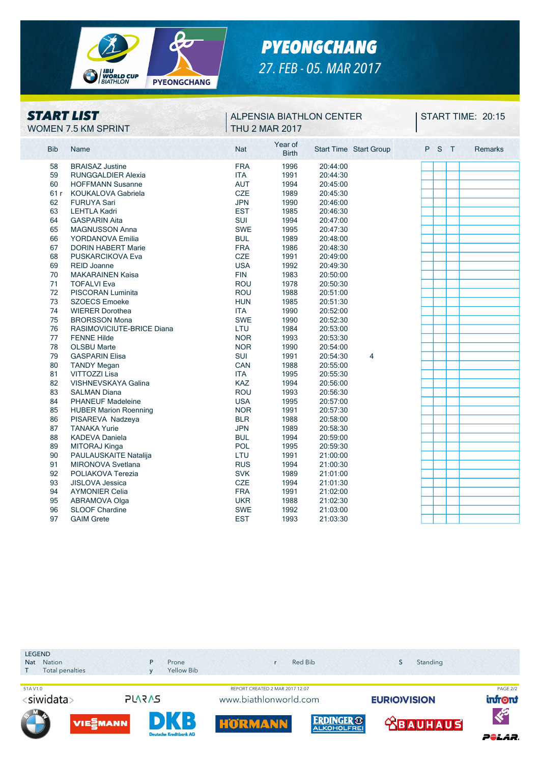# PYEONGCHANG

27. FEB - 05. MAR 2017

## START LIST

WOMEN 7.5 KM SPRINT

ALPENSIA BIATHLON CENTER

THU 2 MAR 2017

START TIME: 20:15

| Bib | Name | Nat | Year of Birth | Start Time | Start Group | P | S | T | Remarks |
|---|---|---|---|---|---|---|---|---|---|
| 58 | BRAISAZ Justine | FRA | 1996 | 20:44:00 | | | | | |
| 59 | RUNGGALDIER Alexia | ITA | 1991 | 20:44:30 | | | | | |
| 60 | HOFFMANN Susanne | AUT | 1994 | 20:45:00 | | | | | |
| 61 r | KOUKALOVA Gabriela | CZE | 1989 | 20:45:30 | | | | | |
| 62 | FURUYA Sari | JPN | 1990 | 20:46:00 | | | | | |
| 63 | LEHTLA Kadri | EST | 1985 | 20:46:30 | | | | | |
| 64 | GASPARIN Aita | SUI | 1994 | 20:47:00 | | | | | |
| 65 | MAGNUSSON Anna | SWE | 1995 | 20:47:30 | | | | | |
| 66 | YORDANOVA Emilia | BUL | 1989 | 20:48:00 | | | | | |
| 67 | DORIN HABERT Marie | FRA | 1986 | 20:48:30 | | | | | |
| 68 | PUSKARCIKOVA Eva | CZE | 1991 | 20:49:00 | | | | | |
| 69 | REID Joanne | USA | 1992 | 20:49:30 | | | | | |
| 70 | MAKARAINEN Kaisa | FIN | 1983 | 20:50:00 | | | | | |
| 71 | TOFALVI Eva | ROU | 1978 | 20:50:30 | | | | | |
| 72 | PISCORAN Luminita | ROU | 1988 | 20:51:00 | | | | | |
| 73 | SZOECS Emoeke | HUN | 1985 | 20:51:30 | | | | | |
| 74 | WIERER Dorothea | ITA | 1990 | 20:52:00 | | | | | |
| 75 | BRORSSON Mona | SWE | 1990 | 20:52:30 | | | | | |
| 76 | RASIMOVICIUTE-BRICE Diana | LTU | 1984 | 20:53:00 | | | | | |
| 77 | FENNE Hilde | NOR | 1993 | 20:53:30 | | | | | |
| 78 | OLSBU Marte | NOR | 1990 | 20:54:00 | | | | | |
| 79 | GASPARIN Elisa | SUI | 1991 | 20:54:30 | 4 | | | | |
| 80 | TANDY Megan | CAN | 1988 | 20:55:00 | | | | | |
| 81 | VITTOZZI Lisa | ITA | 1995 | 20:55:30 | | | | | |
| 82 | VISHNEVSKAYA Galina | KAZ | 1994 | 20:56:00 | | | | | |
| 83 | SALMAN Diana | ROU | 1993 | 20:56:30 | | | | | |
| 84 | PHANEUF Madeleine | USA | 1995 | 20:57:00 | | | | | |
| 85 | HUBER Marion Roenning | NOR | 1991 | 20:57:30 | | | | | |
| 86 | PISAREVA Nadzeya | BLR | 1988 | 20:58:00 | | | | | |
| 87 | TANAKA Yurie | JPN | 1989 | 20:58:30 | | | | | |
| 88 | KADEVA Daniela | BUL | 1994 | 20:59:00 | | | | | |
| 89 | MITORAJ Kinga | POL | 1995 | 20:59:30 | | | | | |
| 90 | PAULAUSKAITE Natalija | LTU | 1991 | 21:00:00 | | | | | |
| 91 | MIRONOVA Svetlana | RUS | 1994 | 21:00:30 | | | | | |
| 92 | POLIAKOVA Terezia | SVK | 1989 | 21:01:00 | | | | | |
| 93 | JISLOVA Jessica | CZE | 1994 | 21:01:30 | | | | | |
| 94 | AYMONIER Celia | FRA | 1991 | 21:02:00 | | | | | |
| 95 | ABRAMOVA Olga | UKR | 1988 | 21:02:30 | | | | | |
| 96 | SLOOF Chardine | SWE | 1992 | 21:03:00 | | | | | |
| 97 | GAIM Grete | EST | 1993 | 21:03:30 | | | | | |

LEGEND

| | | | | | | | |
|---|---|---|---|---|---|---|---|
| Nat | Nation | P | Prone | r | Red Bib | S | Standing |
| T | Total penalties | y | Yellow Bib | | | | |

51A V1.0 REPORT CREATED 2 MAR 2017 12:07

www.biathlonworld.com